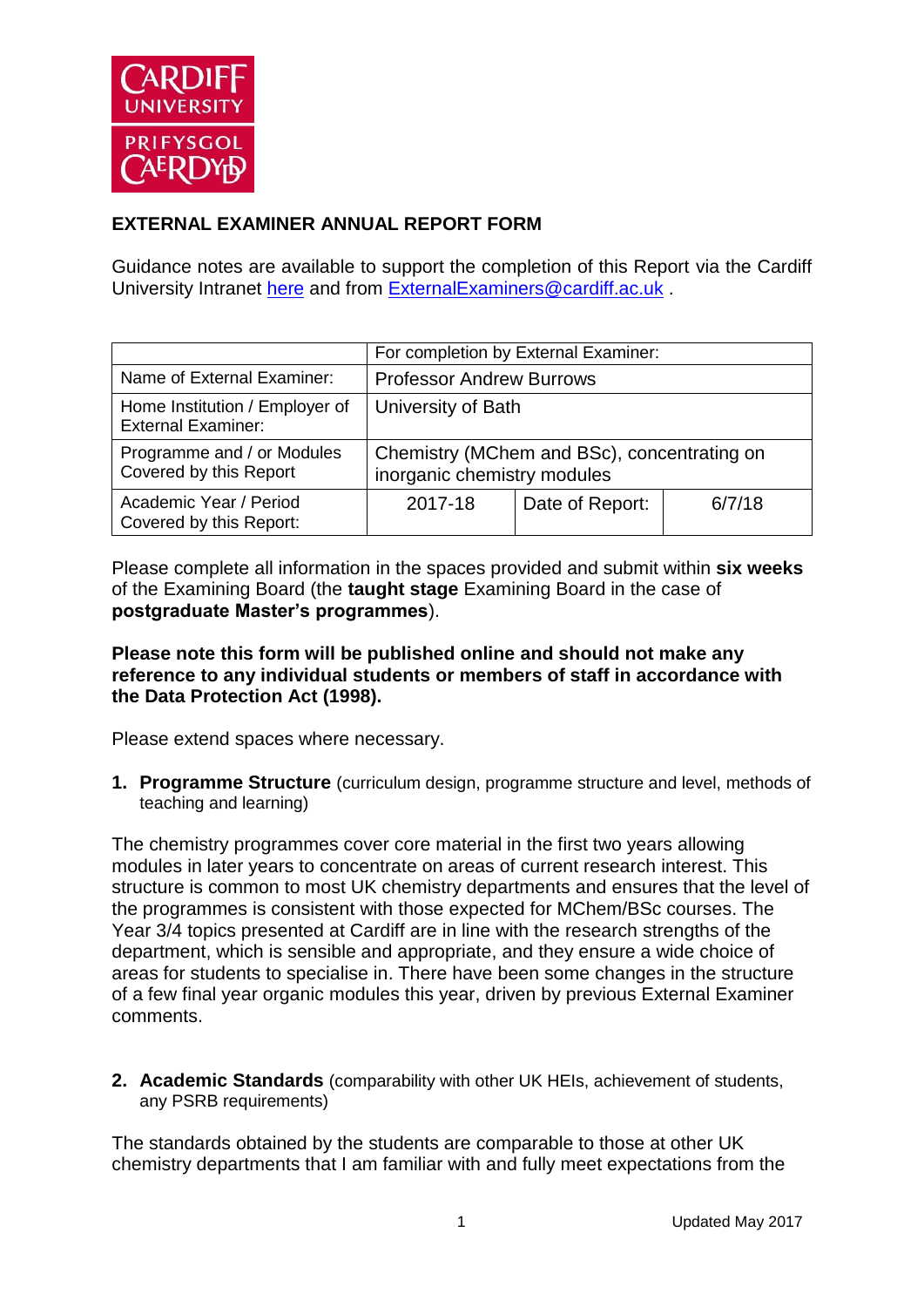## EXTERNAL EXAMINER ANNUAL REPORT FORM

Guidance notes are available to support the completion of this Report via the Cardiff University Intranet here and from ExternalExaminers@cardiff.ac.uk .

| | For completion by External Examiner: | | |
|---|---|---|---|
| Name of External Examiner: | Professor Andrew Burrows | | |
| Home Institution / Employer of External Examiner: | University of Bath | | |
| Programme and / or Modules Covered by this Report | Chemistry (MChem and BSc), concentrating on inorganic chemistry modules | | |
| Academic Year / Period Covered by this Report: | 2017-18 | Date of Report: | 6/7/18 |

Please complete all information in the spaces provided and submit within **six weeks** of the Examining Board (the **taught stage** Examining Board in the case of **postgraduate Master's programmes**).

**Please note this form will be published online and should not make any reference to any individual students or members of staff in accordance with the Data Protection Act (1998).**

Please extend spaces where necessary.

1. **Programme Structure** (curriculum design, programme structure and level, methods of teaching and learning)

The chemistry programmes cover core material in the first two years allowing modules in later years to concentrate on areas of current research interest. This structure is common to most UK chemistry departments and ensures that the level of the programmes is consistent with those expected for MChem/BSc courses. The Year 3/4 topics presented at Cardiff are in line with the research strengths of the department, which is sensible and appropriate, and they ensure a wide choice of areas for students to specialise in. There have been some changes in the structure of a few final year organic modules this year, driven by previous External Examiner comments.

2. **Academic Standards** (comparability with other UK HEIs, achievement of students, any PSRB requirements)

The standards obtained by the students are comparable to those at other UK chemistry departments that I am familiar with and fully meet expectations from the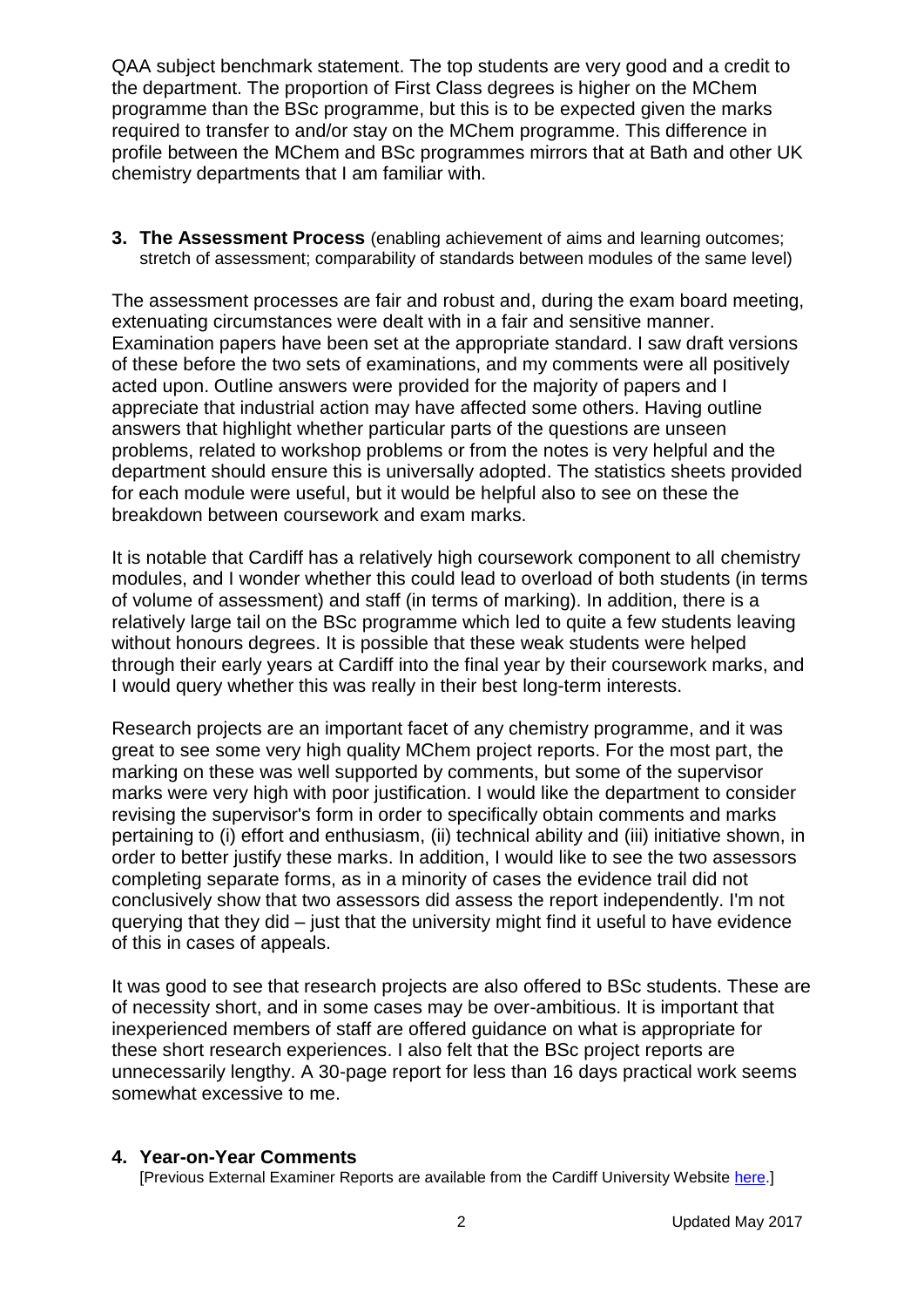QAA subject benchmark statement. The top students are very good and a credit to the department. The proportion of First Class degrees is higher on the MChem programme than the BSc programme, but this is to be expected given the marks required to transfer to and/or stay on the MChem programme. This difference in profile between the MChem and BSc programmes mirrors that at Bath and other UK chemistry departments that I am familiar with.

## 3. The Assessment Process (enabling achievement of aims and learning outcomes; stretch of assessment; comparability of standards between modules of the same level)

The assessment processes are fair and robust and, during the exam board meeting, extenuating circumstances were dealt with in a fair and sensitive manner. Examination papers have been set at the appropriate standard. I saw draft versions of these before the two sets of examinations, and my comments were all positively acted upon. Outline answers were provided for the majority of papers and I appreciate that industrial action may have affected some others. Having outline answers that highlight whether particular parts of the questions are unseen problems, related to workshop problems or from the notes is very helpful and the department should ensure this is universally adopted. The statistics sheets provided for each module were useful, but it would be helpful also to see on these the breakdown between coursework and exam marks.

It is notable that Cardiff has a relatively high coursework component to all chemistry modules, and I wonder whether this could lead to overload of both students (in terms of volume of assessment) and staff (in terms of marking). In addition, there is a relatively large tail on the BSc programme which led to quite a few students leaving without honours degrees. It is possible that these weak students were helped through their early years at Cardiff into the final year by their coursework marks, and I would query whether this was really in their best long-term interests.

Research projects are an important facet of any chemistry programme, and it was great to see some very high quality MChem project reports. For the most part, the marking on these was well supported by comments, but some of the supervisor marks were very high with poor justification. I would like the department to consider revising the supervisor's form in order to specifically obtain comments and marks pertaining to (i) effort and enthusiasm, (ii) technical ability and (iii) initiative shown, in order to better justify these marks. In addition, I would like to see the two assessors completing separate forms, as in a minority of cases the evidence trail did not conclusively show that two assessors did assess the report independently. I'm not querying that they did – just that the university might find it useful to have evidence of this in cases of appeals.

It was good to see that research projects are also offered to BSc students. These are of necessity short, and in some cases may be over-ambitious. It is important that inexperienced members of staff are offered guidance on what is appropriate for these short research experiences. I also felt that the BSc project reports are unnecessarily lengthy. A 30-page report for less than 16 days practical work seems somewhat excessive to me.

## 4. Year-on-Year Comments

[Previous External Examiner Reports are available from the Cardiff University Website here.]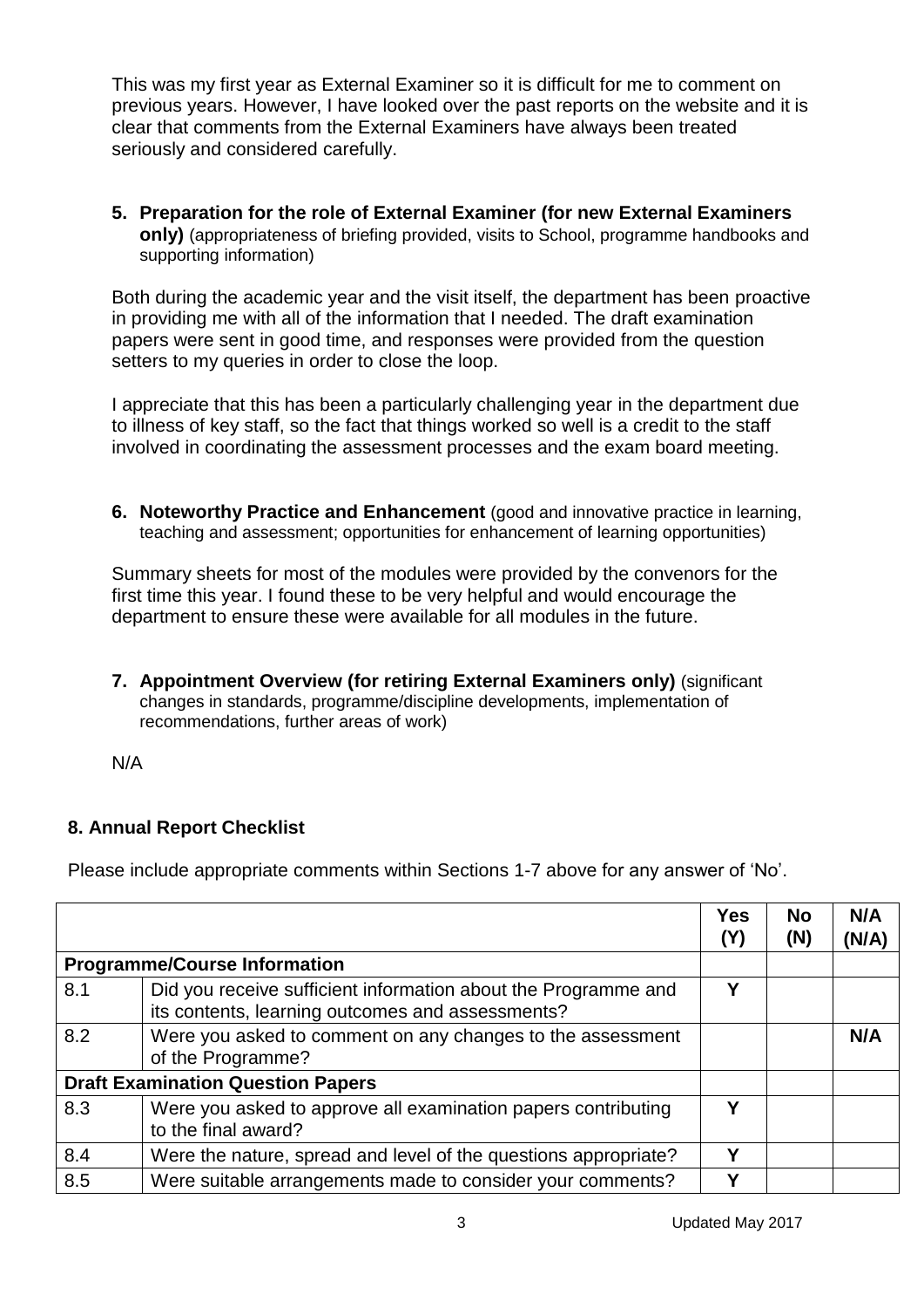This was my first year as External Examiner so it is difficult for me to comment on previous years. However, I have looked over the past reports on the website and it is clear that comments from the External Examiners have always been treated seriously and considered carefully.

**5. Preparation for the role of External Examiner (for new External Examiners only)** (appropriateness of briefing provided, visits to School, programme handbooks and supporting information)

Both during the academic year and the visit itself, the department has been proactive in providing me with all of the information that I needed. The draft examination papers were sent in good time, and responses were provided from the question setters to my queries in order to close the loop.

I appreciate that this has been a particularly challenging year in the department due to illness of key staff, so the fact that things worked so well is a credit to the staff involved in coordinating the assessment processes and the exam board meeting.

**6. Noteworthy Practice and Enhancement** (good and innovative practice in learning, teaching and assessment; opportunities for enhancement of learning opportunities)

Summary sheets for most of the modules were provided by the convenors for the first time this year. I found these to be very helpful and would encourage the department to ensure these were available for all modules in the future.

**7. Appointment Overview (for retiring External Examiners only)** (significant changes in standards, programme/discipline developments, implementation of recommendations, further areas of work)

N/A

## 8. Annual Report Checklist

Please include appropriate comments within Sections 1-7 above for any answer of 'No'.

| | | Yes (Y) | No (N) | N/A (N/A) |
|---|---|---|---|---|
| **Programme/Course Information** | | | | |
| 8.1 | Did you receive sufficient information about the Programme and its contents, learning outcomes and assessments? | **Y** | | |
| 8.2 | Were you asked to comment on any changes to the assessment of the Programme? | | | **N/A** |
| **Draft Examination Question Papers** | | | | |
| 8.3 | Were you asked to approve all examination papers contributing to the final award? | **Y** | | |
| 8.4 | Were the nature, spread and level of the questions appropriate? | **Y** | | |
| 8.5 | Were suitable arrangements made to consider your comments? | **Y** | | |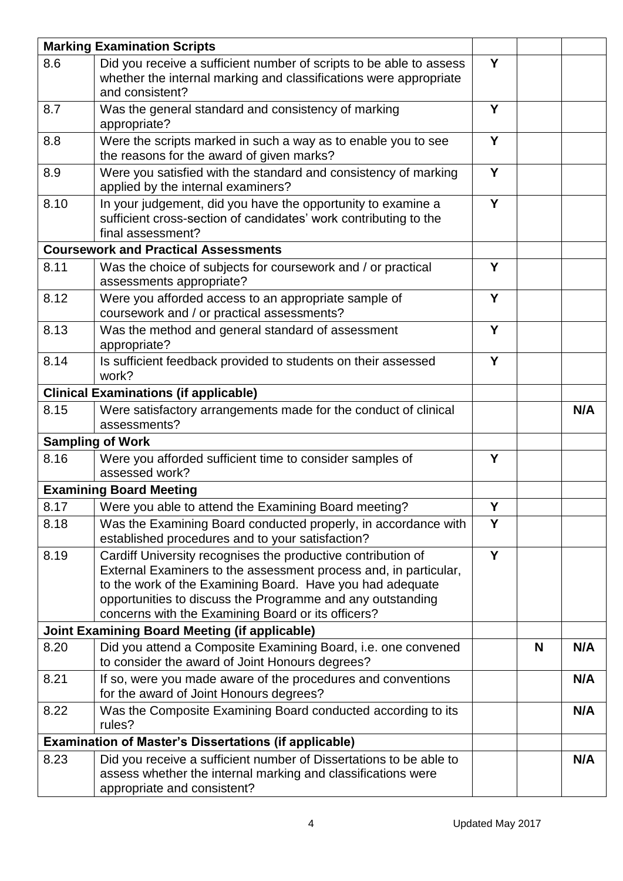| **Marking Examination Scripts** | | | | |
|---|---|---|---|---|
| 8.6 | Did you receive a sufficient number of scripts to be able to assess whether the internal marking and classifications were appropriate and consistent? | **Y** | | |
| 8.7 | Was the general standard and consistency of marking appropriate? | **Y** | | |
| 8.8 | Were the scripts marked in such a way as to enable you to see the reasons for the award of given marks? | **Y** | | |
| 8.9 | Were you satisfied with the standard and consistency of marking applied by the internal examiners? | **Y** | | |
| 8.10 | In your judgement, did you have the opportunity to examine a sufficient cross-section of candidates' work contributing to the final assessment? | **Y** | | |
| **Coursework and Practical Assessments** | | | | |
| 8.11 | Was the choice of subjects for coursework and / or practical assessments appropriate? | **Y** | | |
| 8.12 | Were you afforded access to an appropriate sample of coursework and / or practical assessments? | **Y** | | |
| 8.13 | Was the method and general standard of assessment appropriate? | **Y** | | |
| 8.14 | Is sufficient feedback provided to students on their assessed work? | **Y** | | |
| **Clinical Examinations (if applicable)** | | | | |
| 8.15 | Were satisfactory arrangements made for the conduct of clinical assessments? | | | **N/A** |
| **Sampling of Work** | | | | |
| 8.16 | Were you afforded sufficient time to consider samples of assessed work? | **Y** | | |
| **Examining Board Meeting** | | | | |
| 8.17 | Were you able to attend the Examining Board meeting? | **Y** | | |
| 8.18 | Was the Examining Board conducted properly, in accordance with established procedures and to your satisfaction? | **Y** | | |
| 8.19 | Cardiff University recognises the productive contribution of External Examiners to the assessment process and, in particular, to the work of the Examining Board. Have you had adequate opportunities to discuss the Programme and any outstanding concerns with the Examining Board or its officers? | **Y** | | |
| **Joint Examining Board Meeting (if applicable)** | | | | |
| 8.20 | Did you attend a Composite Examining Board, i.e. one convened to consider the award of Joint Honours degrees? | | **N** | **N/A** |
| 8.21 | If so, were you made aware of the procedures and conventions for the award of Joint Honours degrees? | | | **N/A** |
| 8.22 | Was the Composite Examining Board conducted according to its rules? | | | **N/A** |
| **Examination of Master's Dissertations (if applicable)** | | | | |
| 8.23 | Did you receive a sufficient number of Dissertations to be able to assess whether the internal marking and classifications were appropriate and consistent? | | | **N/A** |

Updated May 2017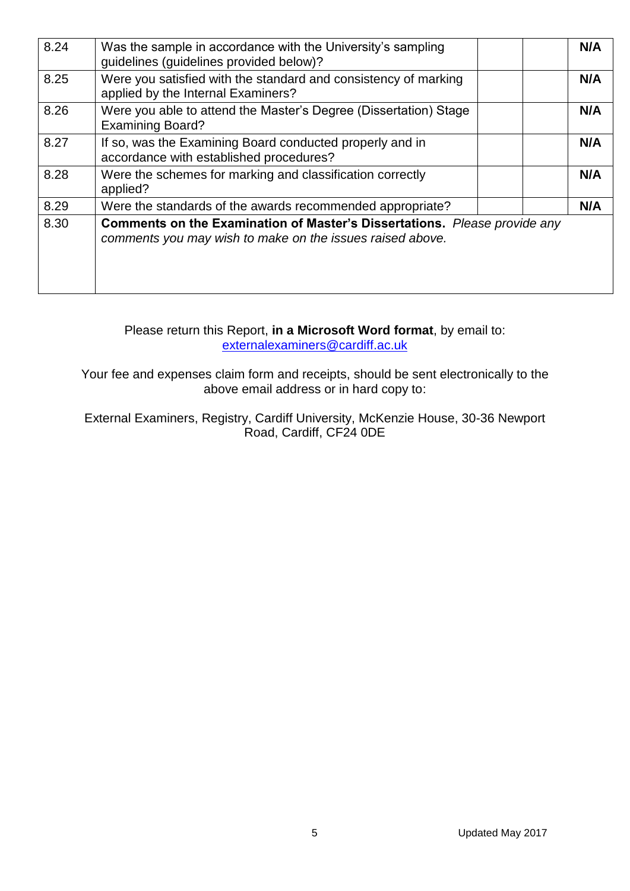| | | | | |
|---|---|---|---|---|
| 8.24 | Was the sample in accordance with the University's sampling guidelines (guidelines provided below)? | | | **N/A** |
| 8.25 | Were you satisfied with the standard and consistency of marking applied by the Internal Examiners? | | | **N/A** |
| 8.26 | Were you able to attend the Master's Degree (Dissertation) Stage Examining Board? | | | **N/A** |
| 8.27 | If so, was the Examining Board conducted properly and in accordance with established procedures? | | | **N/A** |
| 8.28 | Were the schemes for marking and classification correctly applied? | | | **N/A** |
| 8.29 | Were the standards of the awards recommended appropriate? | | | **N/A** |
| 8.30 | **Comments on the Examination of Master's Dissertations.** *Please provide any comments you may wish to make on the issues raised above.* | | | |

Please return this Report, **in a Microsoft Word format**, by email to: externalexaminers@cardiff.ac.uk

Your fee and expenses claim form and receipts, should be sent electronically to the above email address or in hard copy to:

External Examiners, Registry, Cardiff University, McKenzie House, 30-36 Newport Road, Cardiff, CF24 0DE

Updated May 2017